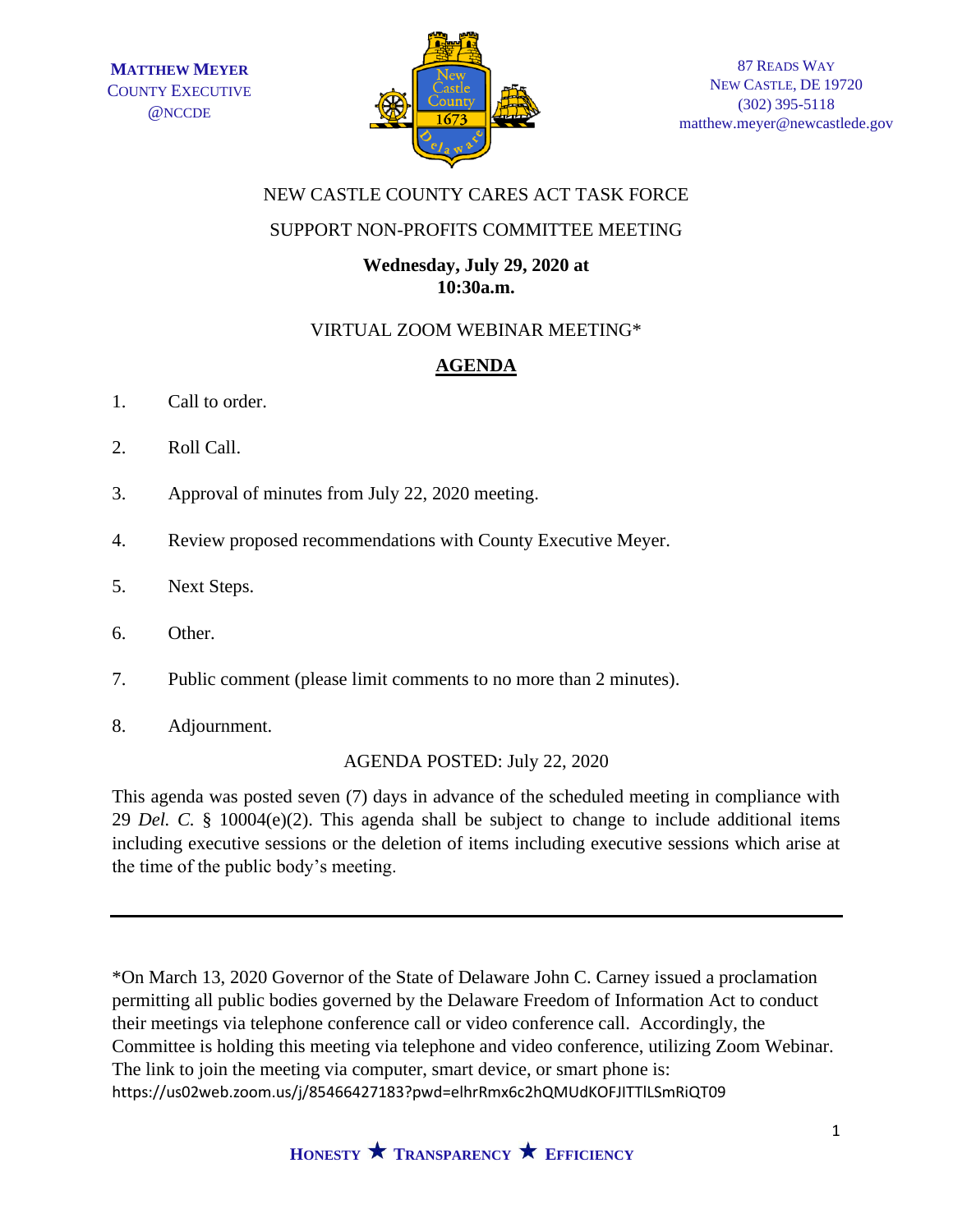**MATTHEW MEYER**
COUNTY EXECUTIVE
@NCCDE

87 READS WAY
NEW CASTLE, DE 19720
(302) 395-5118
matthew.meyer@newcastlede.gov

NEW CASTLE COUNTY CARES ACT TASK FORCE

SUPPORT NON-PROFITS COMMITTEE MEETING

**Wednesday, July 29, 2020 at 10:30a.m.**

VIRTUAL ZOOM WEBINAR MEETING*

## AGENDA

1. Call to order.
2. Roll Call.
3. Approval of minutes from July 22, 2020 meeting.
4. Review proposed recommendations with County Executive Meyer.
5. Next Steps.
6. Other.
7. Public comment (please limit comments to no more than 2 minutes).
8. Adjournment.

AGENDA POSTED: July 22, 2020

This agenda was posted seven (7) days in advance of the scheduled meeting in compliance with 29 *Del. C.* § 10004(e)(2). This agenda shall be subject to change to include additional items including executive sessions or the deletion of items including executive sessions which arise at the time of the public body's meeting.

---

*On March 13, 2020 Governor of the State of Delaware John C. Carney issued a proclamation permitting all public bodies governed by the Delaware Freedom of Information Act to conduct their meetings via telephone conference call or video conference call. Accordingly, the Committee is holding this meeting via telephone and video conference, utilizing Zoom Webinar. The link to join the meeting via computer, smart device, or smart phone is: https://us02web.zoom.us/j/85466427183?pwd=elhrRmx6c2hQMUdKOFJITTlLSmRiQT09

HONESTY ★ TRANSPARENCY ★ EFFICIENCY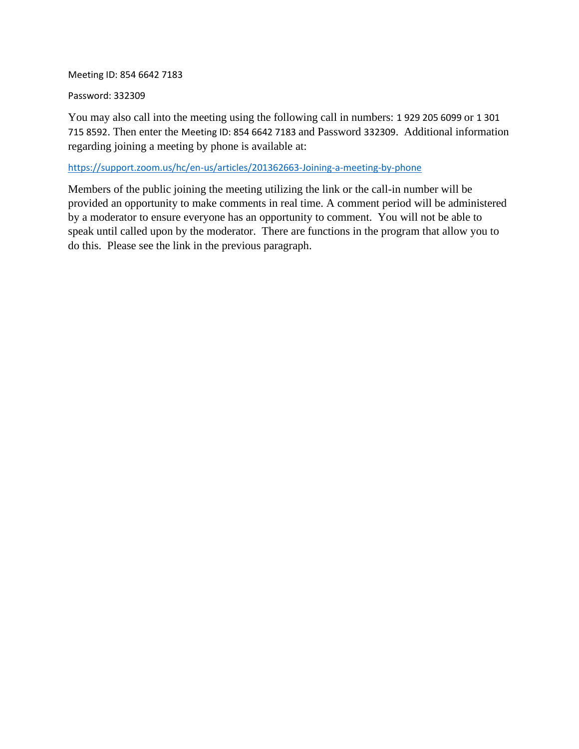Meeting ID: 854 6642 7183

Password: 332309

You may also call into the meeting using the following call in numbers: 1 929 205 6099 or 1 301 715 8592. Then enter the Meeting ID: 854 6642 7183 and Password 332309. Additional information regarding joining a meeting by phone is available at:

https://support.zoom.us/hc/en-us/articles/201362663-Joining-a-meeting-by-phone

Members of the public joining the meeting utilizing the link or the call-in number will be provided an opportunity to make comments in real time. A comment period will be administered by a moderator to ensure everyone has an opportunity to comment. You will not be able to speak until called upon by the moderator. There are functions in the program that allow you to do this. Please see the link in the previous paragraph.